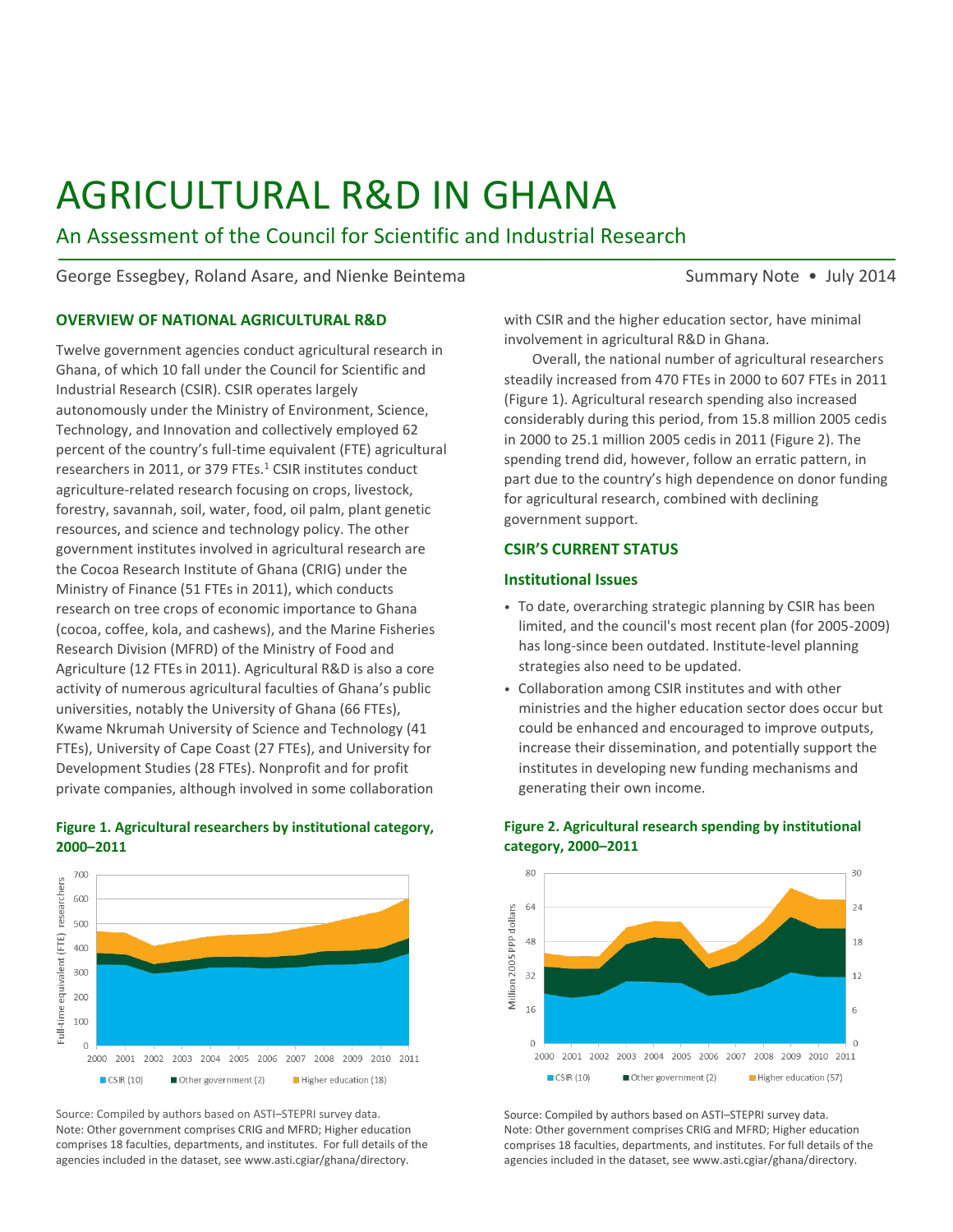# AGRICULTURAL R&D IN GHANA

## An Assessment of the Council for Scientific and Industrial Research

George Essegbey, Roland Asare, and Nienke Beintema

Summary Note • July 2014

### OVERVIEW OF NATIONAL AGRICULTURAL R&D

Twelve government agencies conduct agricultural research in Ghana, of which 10 fall under the Council for Scientific and Industrial Research (CSIR). CSIR operates largely autonomously under the Ministry of Environment, Science, Technology, and Innovation and collectively employed 62 percent of the country's full-time equivalent (FTE) agricultural researchers in 2011, or 379 FTEs.[1] CSIR institutes conduct agriculture-related research focusing on crops, livestock, forestry, savannah, soil, water, food, oil palm, plant genetic resources, and science and technology policy. The other government institutes involved in agricultural research are the Cocoa Research Institute of Ghana (CRIG) under the Ministry of Finance (51 FTEs in 2011), which conducts research on tree crops of economic importance to Ghana (cocoa, coffee, kola, and cashews), and the Marine Fisheries Research Division (MFRD) of the Ministry of Food and Agriculture (12 FTEs in 2011). Agricultural R&D is also a core activity of numerous agricultural faculties of Ghana's public universities, notably the University of Ghana (66 FTEs), Kwame Nkrumah University of Science and Technology (41 FTEs), University of Cape Coast (27 FTEs), and University for Development Studies (28 FTEs). Nonprofit and for profit private companies, although involved in some collaboration with CSIR and the higher education sector, have minimal involvement in agricultural R&D in Ghana.

Overall, the national number of agricultural researchers steadily increased from 470 FTEs in 2000 to 607 FTEs in 2011 (Figure 1). Agricultural research spending also increased considerably during this period, from 15.8 million 2005 cedis in 2000 to 25.1 million 2005 cedis in 2011 (Figure 2). The spending trend did, however, follow an erratic pattern, in part due to the country's high dependence on donor funding for agricultural research, combined with declining government support.

**Figure 1. Agricultural researchers by institutional category, 2000–2011**

Source: Compiled by authors based on ASTI–STEPRI survey data.
Note: Other government comprises CRIG and MFRD; Higher education comprises 18 faculties, departments, and institutes. For full details of the agencies included in the dataset, see www.asti.cgiar/ghana/directory.

**Figure 2. Agricultural research spending by institutional category, 2000–2011**

Source: Compiled by authors based on ASTI–STEPRI survey data.
Note: Other government comprises CRIG and MFRD; Higher education comprises 18 faculties, departments, and institutes. For full details of the agencies included in the dataset, see www.asti.cgiar/ghana/directory.

### CSIR'S CURRENT STATUS

#### Institutional Issues

- To date, overarching strategic planning by CSIR has been limited, and the council's most recent plan (for 2005-2009) has long-since been outdated. Institute-level planning strategies also need to be updated.
- Collaboration among CSIR institutes and with other ministries and the higher education sector does occur but could be enhanced and encouraged to improve outputs, increase their dissemination, and potentially support the institutes in developing new funding mechanisms and generating their own income.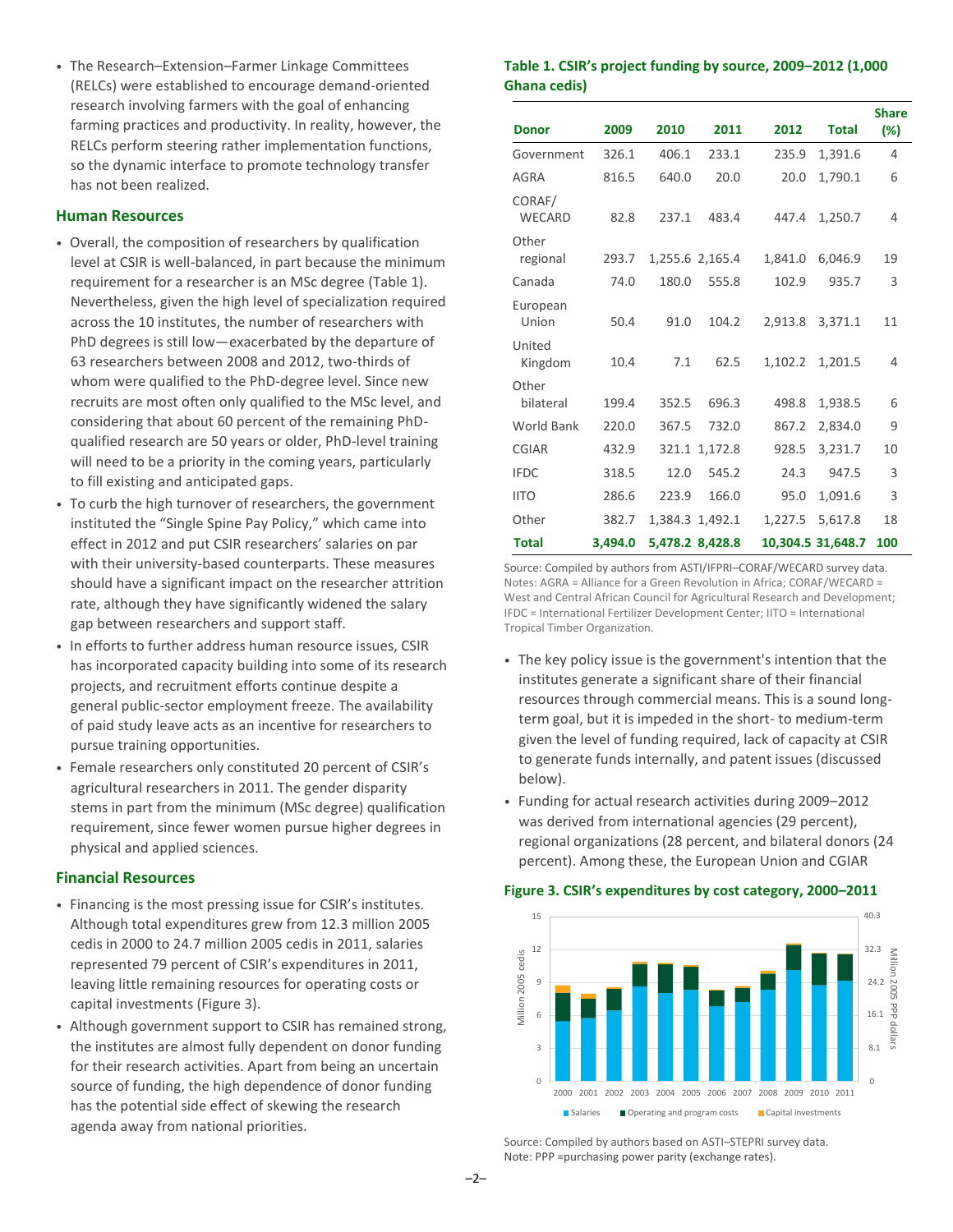- The Research–Extension–Farmer Linkage Committees (RELCs) were established to encourage demand-oriented research involving farmers with the goal of enhancing farming practices and productivity. In reality, however, the RELCs perform steering rather implementation functions, so the dynamic interface to promote technology transfer has not been realized.

## Human Resources

- Overall, the composition of researchers by qualification level at CSIR is well-balanced, in part because the minimum requirement for a researcher is an MSc degree (Table 1). Nevertheless, given the high level of specialization required across the 10 institutes, the number of researchers with PhD degrees is still low—exacerbated by the departure of 63 researchers between 2008 and 2012, two-thirds of whom were qualified to the PhD-degree level. Since new recruits are most often only qualified to the MSc level, and considering that about 60 percent of the remaining PhD-qualified research are 50 years or older, PhD-level training will need to be a priority in the coming years, particularly to fill existing and anticipated gaps.
- To curb the high turnover of researchers, the government instituted the "Single Spine Pay Policy," which came into effect in 2012 and put CSIR researchers' salaries on par with their university-based counterparts. These measures should have a significant impact on the researcher attrition rate, although they have significantly widened the salary gap between researchers and support staff.
- In efforts to further address human resource issues, CSIR has incorporated capacity building into some of its research projects, and recruitment efforts continue despite a general public-sector employment freeze. The availability of paid study leave acts as an incentive for researchers to pursue training opportunities.
- Female researchers only constituted 20 percent of CSIR's agricultural researchers in 2011. The gender disparity stems in part from the minimum (MSc degree) qualification requirement, since fewer women pursue higher degrees in physical and applied sciences.

## Financial Resources

- Financing is the most pressing issue for CSIR's institutes. Although total expenditures grew from 12.3 million 2005 cedis in 2000 to 24.7 million 2005 cedis in 2011, salaries represented 79 percent of CSIR's expenditures in 2011, leaving little remaining resources for operating costs or capital investments (Figure 3).
- Although government support to CSIR has remained strong, the institutes are almost fully dependent on donor funding for their research activities. Apart from being an uncertain source of funding, the high dependence of donor funding has the potential side effect of skewing the research agenda away from national priorities.

**Table 1. CSIR's project funding by source, 2009–2012 (1,000 Ghana cedis)**

| Donor | 2009 | 2010 | 2011 | 2012 | Total | Share (%) |
|---|---|---|---|---|---|---|
| Government | 326.1 | 406.1 | 233.1 | 235.9 | 1,391.6 | 4 |
| AGRA | 816.5 | 640.0 | 20.0 | 20.0 | 1,790.1 | 6 |
| CORAF/ WECARD | 82.8 | 237.1 | 483.4 | 447.4 | 1,250.7 | 4 |
| Other regional | 293.7 | 1,255.6 | 2,165.4 | 1,841.0 | 6,046.9 | 19 |
| Canada | 74.0 | 180.0 | 555.8 | 102.9 | 935.7 | 3 |
| European Union | 50.4 | 91.0 | 104.2 | 2,913.8 | 3,371.1 | 11 |
| United Kingdom | 10.4 | 7.1 | 62.5 | 1,102.2 | 1,201.5 | 4 |
| Other bilateral | 199.4 | 352.5 | 696.3 | 498.8 | 1,938.5 | 6 |
| World Bank | 220.0 | 367.5 | 732.0 | 867.2 | 2,834.0 | 9 |
| CGIAR | 432.9 | 321.1 | 1,172.8 | 928.5 | 3,231.7 | 10 |
| IFDC | 318.5 | 12.0 | 545.2 | 24.3 | 947.5 | 3 |
| IITO | 286.6 | 223.9 | 166.0 | 95.0 | 1,091.6 | 3 |
| Other | 382.7 | 1,384.3 | 1,492.1 | 1,227.5 | 5,617.8 | 18 |
| **Total** | **3,494.0** | **5,478.2** | **8,428.8** | **10,304.5** | **31,648.7** | **100** |

Source: Compiled by authors from ASTI/IFPRI–CORAF/WECARD survey data.
Notes: AGRA = Alliance for a Green Revolution in Africa; CORAF/WECARD = West and Central African Council for Agricultural Research and Development; IFDC = International Fertilizer Development Center; IITO = International Tropical Timber Organization.

- The key policy issue is the government's intention that the institutes generate a significant share of their financial resources through commercial means. This is a sound long-term goal, but it is impeded in the short- to medium-term given the level of funding required, lack of capacity at CSIR to generate funds internally, and patent issues (discussed below).
- Funding for actual research activities during 2009–2012 was derived from international agencies (29 percent), regional organizations (28 percent, and bilateral donors (24 percent). Among these, the European Union and CGIAR

**Figure 3. CSIR's expenditures by cost category, 2000–2011**

Source: Compiled by authors based on ASTI–STEPRI survey data.
Note: PPP =purchasing power parity (exchange rates).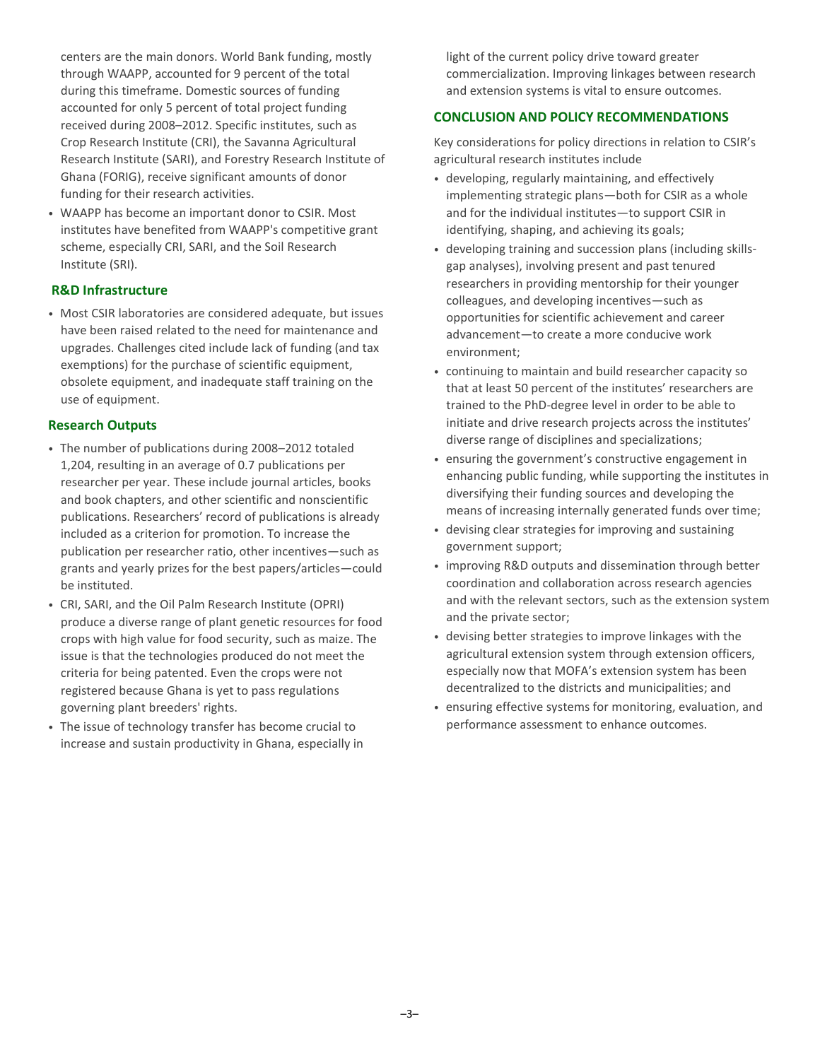centers are the main donors. World Bank funding, mostly through WAAPP, accounted for 9 percent of the total during this timeframe. Domestic sources of funding accounted for only 5 percent of total project funding received during 2008–2012. Specific institutes, such as Crop Research Institute (CRI), the Savanna Agricultural Research Institute (SARI), and Forestry Research Institute of Ghana (FORIG), receive significant amounts of donor funding for their research activities.

- WAAPP has become an important donor to CSIR. Most institutes have benefited from WAAPP's competitive grant scheme, especially CRI, SARI, and the Soil Research Institute (SRI).

### R&D Infrastructure

- Most CSIR laboratories are considered adequate, but issues have been raised related to the need for maintenance and upgrades. Challenges cited include lack of funding (and tax exemptions) for the purchase of scientific equipment, obsolete equipment, and inadequate staff training on the use of equipment.

### Research Outputs

- The number of publications during 2008–2012 totaled 1,204, resulting in an average of 0.7 publications per researcher per year. These include journal articles, books and book chapters, and other scientific and nonscientific publications. Researchers' record of publications is already included as a criterion for promotion. To increase the publication per researcher ratio, other incentives—such as grants and yearly prizes for the best papers/articles—could be instituted.
- CRI, SARI, and the Oil Palm Research Institute (OPRI) produce a diverse range of plant genetic resources for food crops with high value for food security, such as maize. The issue is that the technologies produced do not meet the criteria for being patented. Even the crops were not registered because Ghana is yet to pass regulations governing plant breeders' rights.
- The issue of technology transfer has become crucial to increase and sustain productivity in Ghana, especially in light of the current policy drive toward greater commercialization. Improving linkages between research and extension systems is vital to ensure outcomes.

## CONCLUSION AND POLICY RECOMMENDATIONS

Key considerations for policy directions in relation to CSIR's agricultural research institutes include

- developing, regularly maintaining, and effectively implementing strategic plans—both for CSIR as a whole and for the individual institutes—to support CSIR in identifying, shaping, and achieving its goals;
- developing training and succession plans (including skills-gap analyses), involving present and past tenured researchers in providing mentorship for their younger colleagues, and developing incentives—such as opportunities for scientific achievement and career advancement—to create a more conducive work environment;
- continuing to maintain and build researcher capacity so that at least 50 percent of the institutes' researchers are trained to the PhD-degree level in order to be able to initiate and drive research projects across the institutes' diverse range of disciplines and specializations;
- ensuring the government's constructive engagement in enhancing public funding, while supporting the institutes in diversifying their funding sources and developing the means of increasing internally generated funds over time;
- devising clear strategies for improving and sustaining government support;
- improving R&D outputs and dissemination through better coordination and collaboration across research agencies and with the relevant sectors, such as the extension system and the private sector;
- devising better strategies to improve linkages with the agricultural extension system through extension officers, especially now that MOFA's extension system has been decentralized to the districts and municipalities; and
- ensuring effective systems for monitoring, evaluation, and performance assessment to enhance outcomes.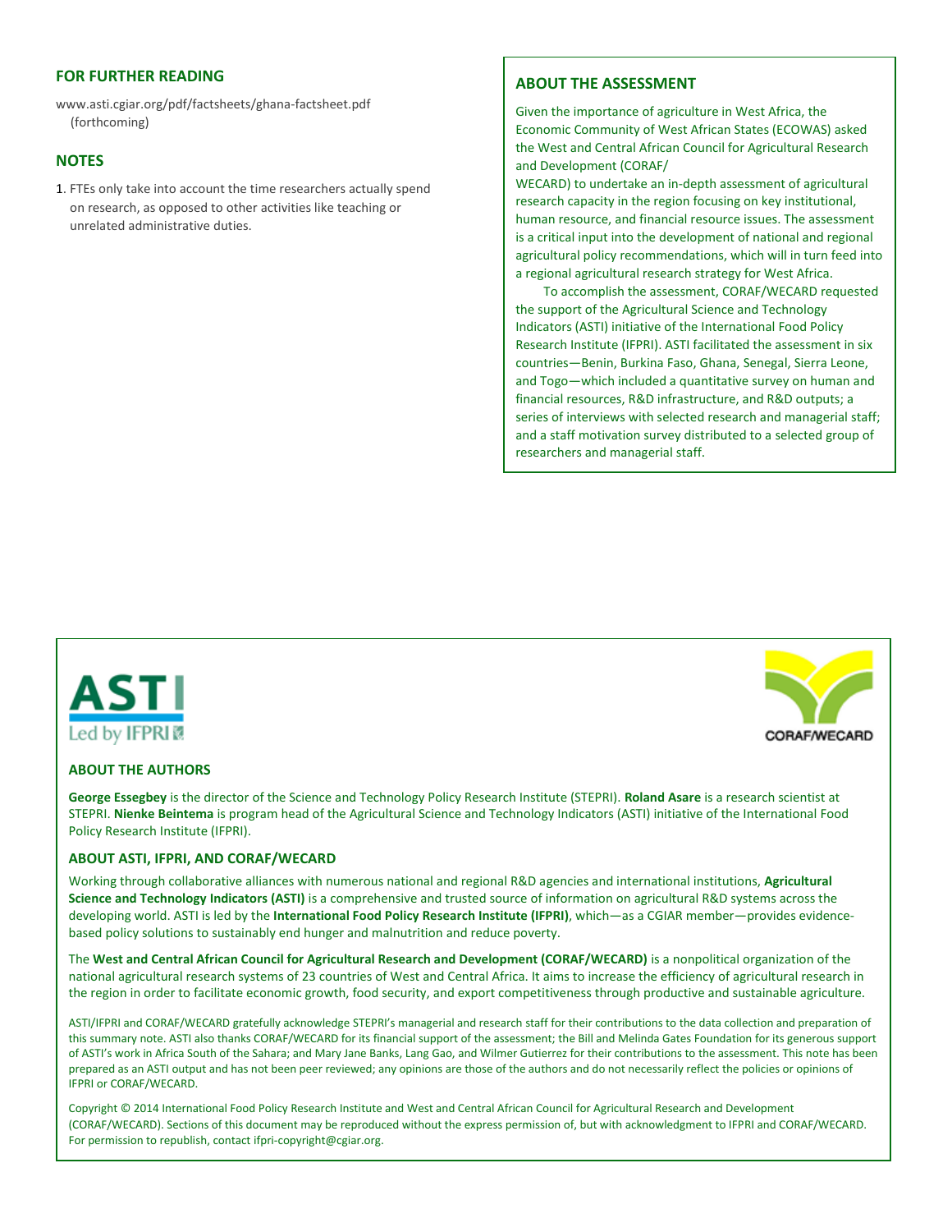## FOR FURTHER READING

www.asti.cgiar.org/pdf/factsheets/ghana-factsheet.pdf (forthcoming)

## NOTES

1. FTEs only take into account the time researchers actually spend on research, as opposed to other activities like teaching or unrelated administrative duties.

## ABOUT THE ASSESSMENT

Given the importance of agriculture in West Africa, the Economic Community of West African States (ECOWAS) asked the West and Central African Council for Agricultural Research and Development (CORAF/WECARD) to undertake an in-depth assessment of agricultural research capacity in the region focusing on key institutional, human resource, and financial resource issues. The assessment is a critical input into the development of national and regional agricultural policy recommendations, which will in turn feed into a regional agricultural research strategy for West Africa.

To accomplish the assessment, CORAF/WECARD requested the support of the Agricultural Science and Technology Indicators (ASTI) initiative of the International Food Policy Research Institute (IFPRI). ASTI facilitated the assessment in six countries—Benin, Burkina Faso, Ghana, Senegal, Sierra Leone, and Togo—which included a quantitative survey on human and financial resources, R&D infrastructure, and R&D outputs; a series of interviews with selected research and managerial staff; and a staff motivation survey distributed to a selected group of researchers and managerial staff.

ASTI
Led by IFPRI

CORAF/WECARD

### ABOUT THE AUTHORS

**George Essegbey** is the director of the Science and Technology Policy Research Institute (STEPRI). **Roland Asare** is a research scientist at STEPRI. **Nienke Beintema** is program head of the Agricultural Science and Technology Indicators (ASTI) initiative of the International Food Policy Research Institute (IFPRI).

### ABOUT ASTI, IFPRI, AND CORAF/WECARD

Working through collaborative alliances with numerous national and regional R&D agencies and international institutions, **Agricultural Science and Technology Indicators (ASTI)** is a comprehensive and trusted source of information on agricultural R&D systems across the developing world. ASTI is led by the **International Food Policy Research Institute (IFPRI)**, which—as a CGIAR member—provides evidence-based policy solutions to sustainably end hunger and malnutrition and reduce poverty.

The **West and Central African Council for Agricultural Research and Development (CORAF/WECARD)** is a nonpolitical organization of the national agricultural research systems of 23 countries of West and Central Africa. It aims to increase the efficiency of agricultural research in the region in order to facilitate economic growth, food security, and export competitiveness through productive and sustainable agriculture.

ASTI/IFPRI and CORAF/WECARD gratefully acknowledge STEPRI's managerial and research staff for their contributions to the data collection and preparation of this summary note. ASTI also thanks CORAF/WECARD for its financial support of the assessment; the Bill and Melinda Gates Foundation for its generous support of ASTI's work in Africa South of the Sahara; and Mary Jane Banks, Lang Gao, and Wilmer Gutierrez for their contributions to the assessment. This note has been prepared as an ASTI output and has not been peer reviewed; any opinions are those of the authors and do not necessarily reflect the policies or opinions of IFPRI or CORAF/WECARD.

Copyright © 2014 International Food Policy Research Institute and West and Central African Council for Agricultural Research and Development (CORAF/WECARD). Sections of this document may be reproduced without the express permission of, but with acknowledgment to IFPRI and CORAF/WECARD. For permission to republish, contact ifpri-copyright@cgiar.org.